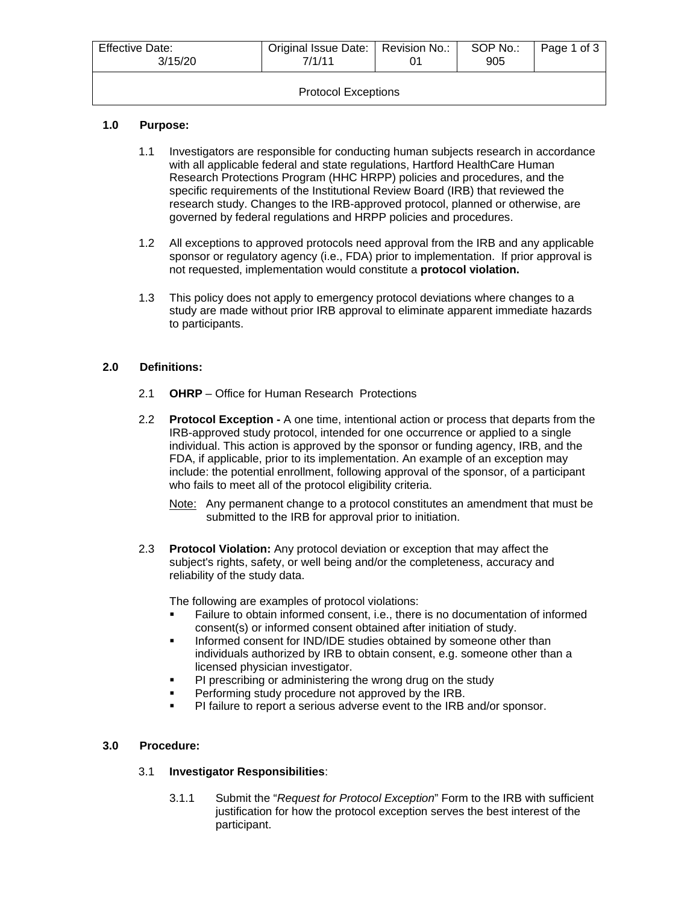| Effective Date: 3/15/20 | Original Issue Date: 7/1/11 | Revision No.: 01 | SOP No.: 905 |
|---|---|---|---|

## Protocol Exceptions

### 1.0 Purpose:

1.1 Investigators are responsible for conducting human subjects research in accordance with all applicable federal and state regulations, Hartford HealthCare Human Research Protections Program (HHC HRPP) policies and procedures, and the specific requirements of the Institutional Review Board (IRB) that reviewed the research study. Changes to the IRB-approved protocol, planned or otherwise, are governed by federal regulations and HRPP policies and procedures.

1.2 All exceptions to approved protocols need approval from the IRB and any applicable sponsor or regulatory agency (i.e., FDA) prior to implementation. If prior approval is not requested, implementation would constitute a **protocol violation.**

1.3 This policy does not apply to emergency protocol deviations where changes to a study are made without prior IRB approval to eliminate apparent immediate hazards to participants.

### 2.0 Definitions:

2.1 **OHRP** – Office for Human Research Protections

2.2 **Protocol Exception -** A one time, intentional action or process that departs from the IRB-approved study protocol, intended for one occurrence or applied to a single individual. This action is approved by the sponsor or funding agency, IRB, and the FDA, if applicable, prior to its implementation. An example of an exception may include: the potential enrollment, following approval of the sponsor, of a participant who fails to meet all of the protocol eligibility criteria.

Note: Any permanent change to a protocol constitutes an amendment that must be submitted to the IRB for approval prior to initiation.

2.3 **Protocol Violation:** Any protocol deviation or exception that may affect the subject's rights, safety, or well being and/or the completeness, accuracy and reliability of the study data.

The following are examples of protocol violations:

- Failure to obtain informed consent, i.e., there is no documentation of informed consent(s) or informed consent obtained after initiation of study.
- Informed consent for IND/IDE studies obtained by someone other than individuals authorized by IRB to obtain consent, e.g. someone other than a licensed physician investigator.
- PI prescribing or administering the wrong drug on the study
- Performing study procedure not approved by the IRB.
- PI failure to report a serious adverse event to the IRB and/or sponsor.

### 3.0 Procedure:

3.1 **Investigator Responsibilities**:

3.1.1 Submit the "*Request for Protocol Exception*" Form to the IRB with sufficient justification for how the protocol exception serves the best interest of the participant.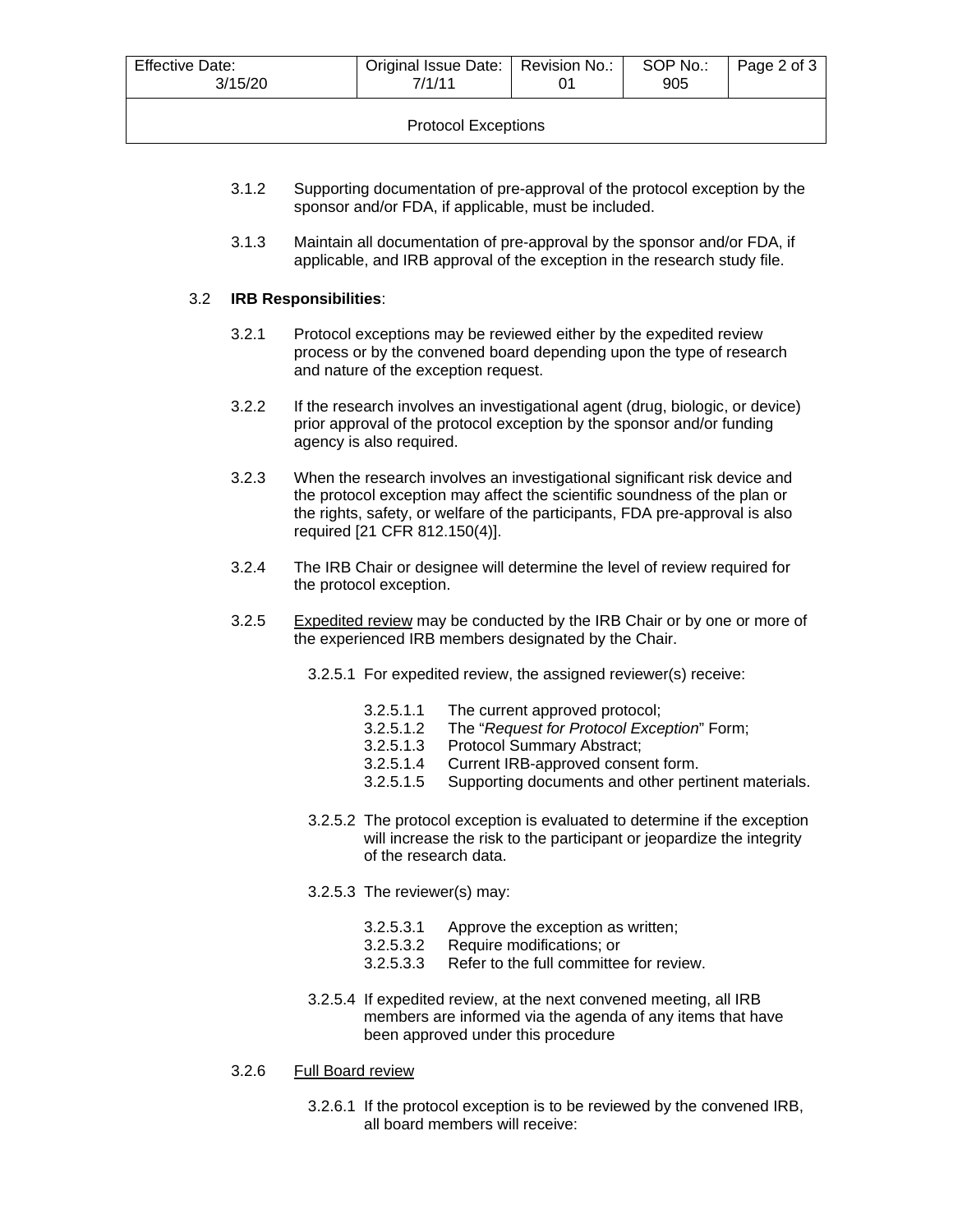3.1.2 Supporting documentation of pre-approval of the protocol exception by the sponsor and/or FDA, if applicable, must be included.

3.1.3 Maintain all documentation of pre-approval by the sponsor and/or FDA, if applicable, and IRB approval of the exception in the research study file.

3.2 **IRB Responsibilities**:

3.2.1 Protocol exceptions may be reviewed either by the expedited review process or by the convened board depending upon the type of research and nature of the exception request.

3.2.2 If the research involves an investigational agent (drug, biologic, or device) prior approval of the protocol exception by the sponsor and/or funding agency is also required.

3.2.3 When the research involves an investigational significant risk device and the protocol exception may affect the scientific soundness of the plan or the rights, safety, or welfare of the participants, FDA pre-approval is also required [21 CFR 812.150(4)].

3.2.4 The IRB Chair or designee will determine the level of review required for the protocol exception.

3.2.5 Expedited review may be conducted by the IRB Chair or by one or more of the experienced IRB members designated by the Chair.

3.2.5.1 For expedited review, the assigned reviewer(s) receive:

3.2.5.1.1 The current approved protocol;
3.2.5.1.2 The "*Request for Protocol Exception*" Form;
3.2.5.1.3 Protocol Summary Abstract;
3.2.5.1.4 Current IRB-approved consent form.
3.2.5.1.5 Supporting documents and other pertinent materials.

3.2.5.2 The protocol exception is evaluated to determine if the exception will increase the risk to the participant or jeopardize the integrity of the research data.

3.2.5.3 The reviewer(s) may:

3.2.5.3.1 Approve the exception as written;
3.2.5.3.2 Require modifications; or
3.2.5.3.3 Refer to the full committee for review.

3.2.5.4 If expedited review, at the next convened meeting, all IRB members are informed via the agenda of any items that have been approved under this procedure

3.2.6 Full Board review

3.2.6.1 If the protocol exception is to be reviewed by the convened IRB, all board members will receive: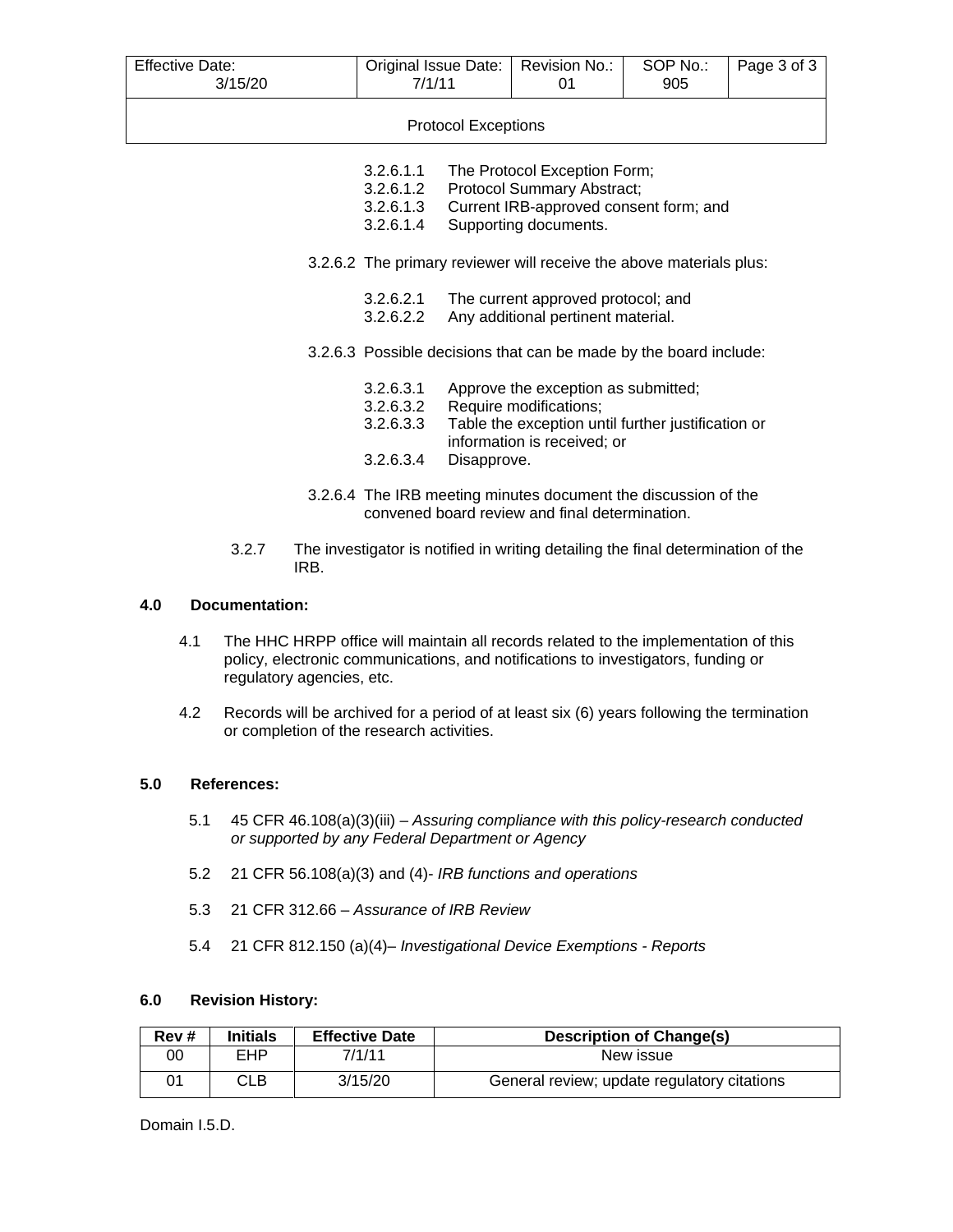3.2.6.1.1 The Protocol Exception Form;
3.2.6.1.2 Protocol Summary Abstract;
3.2.6.1.3 Current IRB-approved consent form; and
3.2.6.1.4 Supporting documents.

3.2.6.2 The primary reviewer will receive the above materials plus:

3.2.6.2.1 The current approved protocol; and
3.2.6.2.2 Any additional pertinent material.

3.2.6.3 Possible decisions that can be made by the board include:

3.2.6.3.1 Approve the exception as submitted;
3.2.6.3.2 Require modifications;
3.2.6.3.3 Table the exception until further justification or information is received; or
3.2.6.3.4 Disapprove.

3.2.6.4 The IRB meeting minutes document the discussion of the convened board review and final determination.

3.2.7 The investigator is notified in writing detailing the final determination of the IRB.

## 4.0 Documentation:

4.1 The HHC HRPP office will maintain all records related to the implementation of this policy, electronic communications, and notifications to investigators, funding or regulatory agencies, etc.

4.2 Records will be archived for a period of at least six (6) years following the termination or completion of the research activities.

## 5.0 References:

5.1 45 CFR 46.108(a)(3)(iii) – *Assuring compliance with this policy-research conducted or supported by any Federal Department or Agency*

5.2 21 CFR 56.108(a)(3) and (4)- *IRB functions and operations*

5.3 21 CFR 312.66 – *Assurance of IRB Review*

5.4 21 CFR 812.150 (a)(4)– *Investigational Device Exemptions - Reports*

## 6.0 Revision History:

| Rev # | Initials | Effective Date | Description of Change(s) |
|---|---|---|---|
| 00 | EHP | 7/1/11 | New issue |
| 01 | CLB | 3/15/20 | General review; update regulatory citations |

Domain I.5.D.